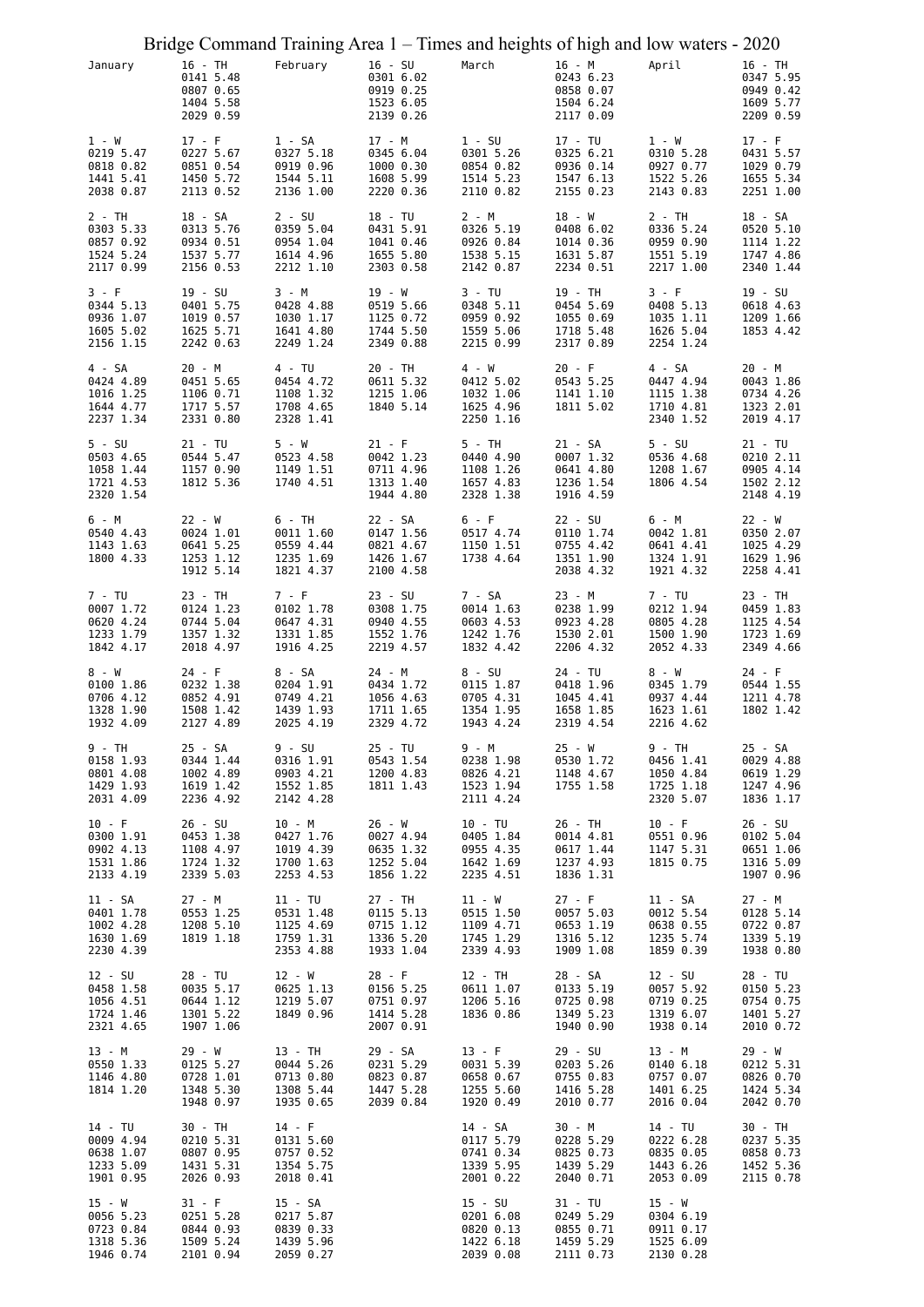# Bridge Command Training Area 1 – Times and heights of high and low waters - 2020

## January

| Day | | | | |
|---|---|---|---|---|
| 1 - W | 0219 5.47 | 0818 0.82 | 1441 5.41 | 2038 0.87 |
| 2 - TH | 0303 5.33 | 0857 0.92 | 1524 5.24 | 2117 0.99 |
| 3 - F | 0344 5.13 | 0936 1.07 | 1605 5.02 | 2156 1.15 |
| 4 - SA | 0424 4.89 | 1016 1.25 | 1644 4.77 | 2237 1.34 |
| 5 - SU | 0503 4.65 | 1058 1.44 | 1721 4.53 | 2320 1.54 |
| 6 - M | 0540 4.43 | 1143 1.63 | 1800 4.33 | |
| 7 - TU | 0007 1.72 | 0620 4.24 | 1233 1.79 | 1842 4.17 |
| 8 - W | 0100 1.86 | 0706 4.12 | 1328 1.90 | 1932 4.09 |
| 9 - TH | 0158 1.93 | 0801 4.08 | 1429 1.93 | 2031 4.09 |
| 10 - F | 0300 1.91 | 0902 4.13 | 1531 1.86 | 2133 4.19 |
| 11 - SA | 0401 1.78 | 1002 4.28 | 1630 1.69 | 2230 4.39 |
| 12 - SU | 0458 1.58 | 1056 4.51 | 1724 1.46 | 2321 4.65 |
| 13 - M | 0550 1.33 | 1146 4.80 | 1814 1.20 | |
| 14 - TU | 0009 4.94 | 0638 1.07 | 1233 5.09 | 1901 0.95 |
| 15 - W | 0056 5.23 | 0723 0.84 | 1318 5.36 | 1946 0.74 |
| 16 - TH | 0141 5.48 | 0807 0.65 | 1404 5.58 | 2029 0.59 |
| 17 - F | 0227 5.67 | 0851 0.54 | 1450 5.72 | 2113 0.52 |
| 18 - SA | 0313 5.76 | 0934 0.51 | 1537 5.77 | 2156 0.53 |
| 19 - SU | 0401 5.75 | 1019 0.57 | 1625 5.71 | 2242 0.63 |
| 20 - M | 0451 5.65 | 1106 0.71 | 1717 5.57 | 2331 0.80 |
| 21 - TU | 0544 5.47 | 1157 0.90 | 1812 5.36 | |
| 22 - W | 0024 1.01 | 0641 5.25 | 1253 1.12 | 1912 5.14 |
| 23 - TH | 0124 1.23 | 0744 5.04 | 1357 1.32 | 2018 4.97 |
| 24 - F | 0232 1.38 | 0852 4.91 | 1508 1.42 | 2127 4.89 |
| 25 - SA | 0344 1.44 | 1002 4.89 | 1619 1.42 | 2236 4.92 |
| 26 - SU | 0453 1.38 | 1108 4.97 | 1724 1.32 | 2339 5.03 |
| 27 - M | 0553 1.25 | 1208 5.10 | 1819 1.18 | |
| 28 - TU | 0035 5.17 | 0644 1.12 | 1301 5.22 | 1907 1.06 |
| 29 - W | 0125 5.27 | 0728 1.01 | 1348 5.30 | 1948 0.97 |
| 30 - TH | 0210 5.31 | 0807 0.95 | 1431 5.31 | 2026 0.93 |
| 31 - F | 0251 5.28 | 0844 0.93 | 1509 5.24 | 2101 0.94 |

## February

| Day | | | | |
|---|---|---|---|---|
| 1 - SA | 0327 5.18 | 0919 0.96 | 1544 5.11 | 2136 1.00 |
| 2 - SU | 0359 5.04 | 0954 1.04 | 1614 4.96 | 2212 1.10 |
| 3 - M | 0428 4.88 | 1030 1.17 | 1641 4.80 | 2249 1.24 |
| 4 - TU | 0454 4.72 | 1108 1.32 | 1708 4.65 | 2328 1.41 |
| 5 - W | 0523 4.58 | 1149 1.51 | 1740 4.51 | |
| 6 - TH | 0011 1.60 | 0559 4.44 | 1235 1.69 | 1821 4.37 |
| 7 - F | 0102 1.78 | 0647 4.31 | 1331 1.85 | 1916 4.25 |
| 8 - SA | 0204 1.91 | 0749 4.21 | 1439 1.93 | 2025 4.19 |
| 9 - SU | 0316 1.91 | 0903 4.21 | 1552 1.85 | 2142 4.28 |
| 10 - M | 0427 1.76 | 1019 4.39 | 1700 1.63 | 2253 4.53 |
| 11 - TU | 0531 1.48 | 1125 4.69 | 1759 1.31 | 2353 4.88 |
| 12 - W | 0625 1.13 | 1219 5.07 | 1849 0.96 | |
| 13 - TH | 0044 5.26 | 0713 0.80 | 1308 5.44 | 1935 0.65 |
| 14 - F | 0131 5.60 | 0757 0.52 | 1354 5.75 | 2018 0.41 |
| 15 - SA | 0217 5.87 | 0839 0.33 | 1439 5.96 | 2059 0.27 |
| 16 - SU | 0301 6.02 | 0919 0.25 | 1523 6.05 | 2139 0.26 |
| 17 - M | 0345 6.04 | 1000 0.30 | 1608 5.99 | 2220 0.36 |
| 18 - TU | 0431 5.91 | 1041 0.46 | 1655 5.80 | 2303 0.58 |
| 19 - W | 0519 5.66 | 1125 0.72 | 1744 5.50 | 2349 0.88 |
| 20 - TH | 0611 5.32 | 1215 1.06 | 1840 5.14 | |
| 21 - F | 0042 1.23 | 0711 4.96 | 1313 1.40 | 1944 4.80 |
| 22 - SA | 0147 1.56 | 0821 4.67 | 1426 1.67 | 2100 4.58 |
| 23 - SU | 0308 1.75 | 0940 4.55 | 1552 1.76 | 2219 4.57 |
| 24 - M | 0434 1.72 | 1056 4.63 | 1711 1.65 | 2329 4.72 |
| 25 - TU | 0543 1.54 | 1200 4.83 | 1811 1.43 | |
| 26 - W | 0027 4.94 | 0635 1.32 | 1252 5.04 | 1856 1.22 |
| 27 - TH | 0115 5.13 | 0715 1.12 | 1336 5.20 | 1933 1.04 |
| 28 - F | 0156 5.25 | 0751 0.97 | 1414 5.28 | 2007 0.91 |
| 29 - SA | 0231 5.29 | 0823 0.87 | 1447 5.28 | 2039 0.84 |

## March

| Day | | | | |
|---|---|---|---|---|
| 1 - SU | 0301 5.26 | 0854 0.82 | 1514 5.23 | 2110 0.82 |
| 2 - M | 0326 5.19 | 0926 0.84 | 1538 5.15 | 2142 0.87 |
| 3 - TU | 0348 5.11 | 0959 0.92 | 1559 5.06 | 2215 0.99 |
| 4 - W | 0412 5.02 | 1032 1.06 | 1625 4.96 | 2250 1.16 |
| 5 - TH | 0440 4.90 | 1108 1.26 | 1657 4.83 | 2328 1.38 |
| 6 - F | 0517 4.74 | 1150 1.51 | 1738 4.64 | |
| 7 - SA | 0014 1.63 | 0603 4.53 | 1242 1.76 | 1832 4.42 |
| 8 - SU | 0115 1.87 | 0705 4.31 | 1354 1.95 | 1943 4.24 |
| 9 - M | 0238 1.98 | 0826 4.21 | 1523 1.94 | 2111 4.24 |
| 10 - TU | 0405 1.84 | 0955 4.35 | 1642 1.69 | 2235 4.51 |
| 11 - W | 0515 1.50 | 1109 4.71 | 1745 1.29 | 2339 4.93 |
| 12 - TH | 0611 1.07 | 1206 5.16 | 1836 0.86 | |
| 13 - F | 0031 5.39 | 0658 0.67 | 1255 5.60 | 1920 0.49 |
| 14 - SA | 0117 5.79 | 0741 0.34 | 1339 5.95 | 2001 0.22 |
| 15 - SU | 0201 6.08 | 0820 0.13 | 1422 6.18 | 2039 0.08 |
| 16 - M | 0243 6.23 | 0858 0.07 | 1504 6.24 | 2117 0.09 |
| 17 - TU | 0325 6.21 | 0936 0.14 | 1547 6.13 | 2155 0.23 |
| 18 - W | 0408 6.02 | 1014 0.36 | 1631 5.87 | 2234 0.51 |
| 19 - TH | 0454 5.69 | 1055 0.69 | 1718 5.48 | 2317 0.89 |
| 20 - F | 0543 5.25 | 1141 1.10 | 1811 5.02 | |
| 21 - SA | 0007 1.32 | 0641 4.80 | 1236 1.54 | 1916 4.59 |
| 22 - SU | 0110 1.74 | 0755 4.42 | 1351 1.90 | 2038 4.32 |
| 23 - M | 0238 1.99 | 0923 4.28 | 1530 2.01 | 2206 4.32 |
| 24 - TU | 0418 1.96 | 1045 4.41 | 1658 1.85 | 2319 4.54 |
| 25 - W | 0530 1.72 | 1148 4.67 | 1755 1.58 | |
| 26 - TH | 0014 4.81 | 0617 1.44 | 1237 4.93 | 1836 1.31 |
| 27 - F | 0057 5.03 | 0653 1.19 | 1316 5.12 | 1909 1.08 |
| 28 - SA | 0133 5.19 | 0725 0.98 | 1349 5.23 | 1940 0.90 |
| 29 - SU | 0203 5.26 | 0755 0.83 | 1416 5.28 | 2010 0.77 |
| 30 - M | 0228 5.29 | 0825 0.73 | 1439 5.29 | 2040 0.71 |
| 31 - TU | 0249 5.29 | 0855 0.71 | 1459 5.29 | 2111 0.73 |

## April

| Day | | | | |
|---|---|---|---|---|
| 1 - W | 0310 5.28 | 0927 0.77 | 1522 5.26 | 2143 0.83 |
| 2 - TH | 0336 5.24 | 0959 0.90 | 1551 5.19 | 2217 1.00 |
| 3 - F | 0408 5.13 | 1035 1.11 | 1626 5.04 | 2254 1.24 |
| 4 - SA | 0447 4.94 | 1115 1.38 | 1710 4.81 | 2340 1.52 |
| 5 - SU | 0536 4.68 | 1208 1.67 | 1806 4.54 | |
| 6 - M | 0042 1.81 | 0641 4.41 | 1324 1.91 | 1921 4.32 |
| 7 - TU | 0212 1.94 | 0805 4.28 | 1500 1.90 | 2052 4.33 |
| 8 - W | 0345 1.79 | 0937 4.44 | 1623 1.61 | 2216 4.62 |
| 9 - TH | 0456 1.41 | 1050 4.84 | 1725 1.18 | 2320 5.07 |
| 10 - F | 0551 0.96 | 1147 5.31 | 1815 0.75 | |
| 11 - SA | 0012 5.54 | 0638 0.55 | 1235 5.74 | 1859 0.39 |
| 12 - SU | 0057 5.92 | 0719 0.25 | 1319 6.07 | 1938 0.14 |
| 13 - M | 0140 6.18 | 0757 0.07 | 1401 6.25 | 2016 0.04 |
| 14 - TU | 0222 6.28 | 0835 0.05 | 1443 6.26 | 2053 0.09 |
| 15 - W | 0304 6.19 | 0911 0.17 | 1525 6.09 | 2130 0.28 |
| 16 - TH | 0347 5.95 | 0949 0.42 | 1609 5.77 | 2209 0.59 |
| 17 - F | 0431 5.57 | 1029 0.79 | 1655 5.34 | 2251 1.00 |
| 18 - SA | 0520 5.10 | 1114 1.22 | 1747 4.86 | 2340 1.44 |
| 19 - SU | 0618 4.63 | 1209 1.66 | 1853 4.42 | |
| 20 - M | 0043 1.86 | 0734 4.26 | 1323 2.01 | 2019 4.17 |
| 21 - TU | 0210 2.11 | 0905 4.14 | 1502 2.12 | 2148 4.19 |
| 22 - W | 0350 2.07 | 1025 4.29 | 1629 1.96 | 2258 4.41 |
| 23 - TH | 0459 1.83 | 1125 4.54 | 1723 1.69 | 2349 4.66 |
| 24 - F | 0544 1.55 | 1211 4.78 | 1802 1.42 | |
| 25 - SA | 0029 4.88 | 0619 1.29 | 1247 4.96 | 1836 1.17 |
| 26 - SU | 0102 5.04 | 0651 1.06 | 1316 5.09 | 1907 0.96 |
| 27 - M | 0128 5.14 | 0722 0.87 | 1339 5.19 | 1938 0.80 |
| 28 - TU | 0150 5.23 | 0754 0.75 | 1401 5.27 | 2010 0.72 |
| 29 - W | 0212 5.31 | 0826 0.70 | 1424 5.34 | 2042 0.70 |
| 30 - TH | 0237 5.35 | 0858 0.73 | 1452 5.36 | 2115 0.78 |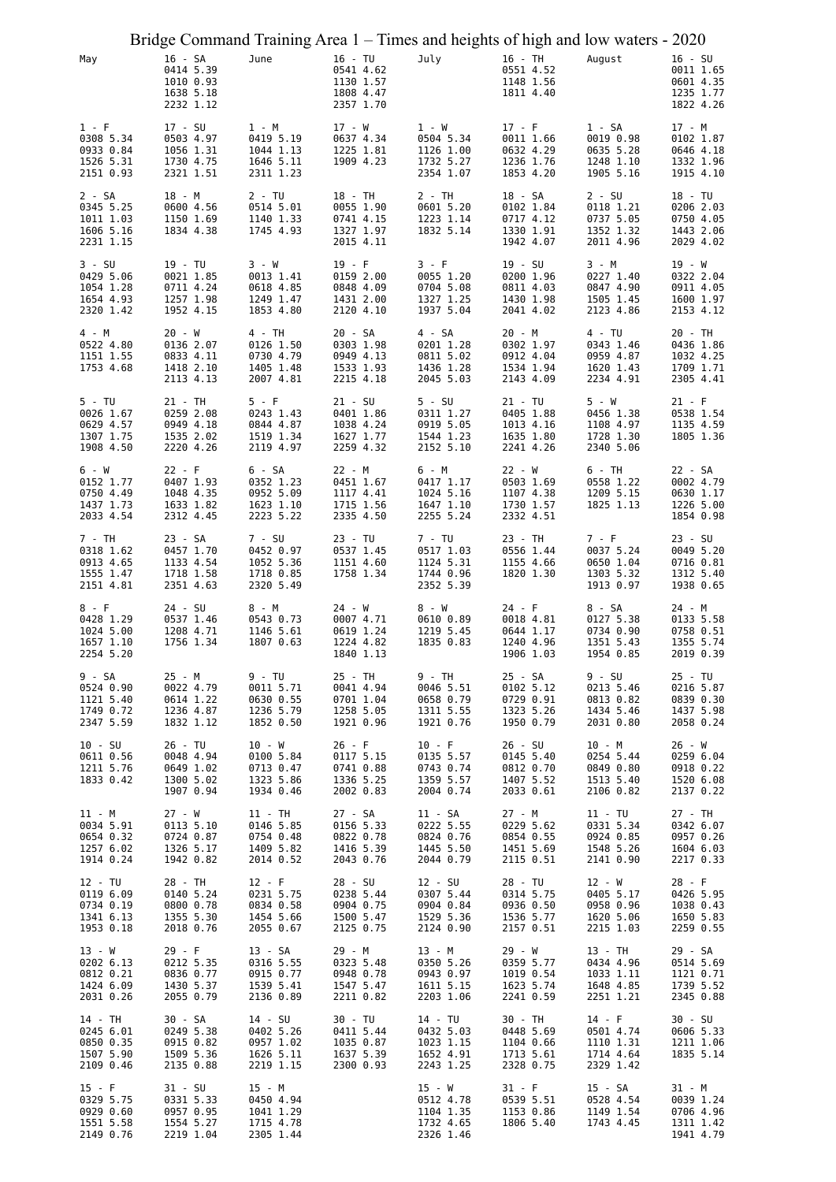# Bridge Command Training Area 1 – Times and heights of high and low waters - 2020

| May | | June | | July | | August | |
|---|---|---|---|---|---|---|---|
| | 16 - SA<br>0414 5.39<br>1010 0.93<br>1638 5.18<br>2232 1.12 | | 16 - TU<br>0541 4.62<br>1130 1.57<br>1808 4.47<br>2357 1.70 | | 16 - TH<br>0551 4.52<br>1148 1.56<br>1811 4.40 | | 16 - SU<br>0011 1.65<br>0601 4.35<br>1235 1.77<br>1822 4.26 |
| 1 - F<br>0308 5.34<br>0933 0.84<br>1526 5.31<br>2151 0.93 | 17 - SU<br>0503 4.97<br>1056 1.31<br>1730 4.75<br>2321 1.51 | 1 - M<br>0419 5.19<br>1044 1.13<br>1646 5.11<br>2311 1.23 | 17 - W<br>0637 4.34<br>1225 1.81<br>1909 4.23 | 1 - W<br>0504 5.34<br>1126 1.00<br>1732 5.27<br>2354 1.07 | 17 - F<br>0011 1.66<br>0632 4.29<br>1236 1.76<br>1853 4.20 | 1 - SA<br>0019 0.98<br>0635 5.28<br>1248 1.10<br>1905 5.16 | 17 - M<br>0102 1.87<br>0646 4.18<br>1332 1.96<br>1915 4.10 |
| 2 - SA<br>0345 5.25<br>1011 1.03<br>1606 5.16<br>2231 1.15 | 18 - M<br>0600 4.56<br>1150 1.69<br>1834 4.38 | 2 - TU<br>0514 5.01<br>1140 1.33<br>1745 4.93 | 18 - TH<br>0055 1.90<br>0741 4.15<br>1327 1.97<br>2015 4.11 | 2 - TH<br>0601 5.20<br>1223 1.14<br>1832 5.14 | 18 - SA<br>0102 1.84<br>0717 4.12<br>1330 1.91<br>1942 4.07 | 2 - SU<br>0118 1.21<br>0737 5.05<br>1352 1.32<br>2011 4.96 | 18 - TU<br>0206 2.03<br>0750 4.05<br>1443 2.06<br>2029 4.02 |
| 3 - SU<br>0429 5.06<br>1054 1.28<br>1654 4.93<br>2320 1.42 | 19 - TU<br>0021 1.85<br>0711 4.24<br>1257 1.98<br>1952 4.15 | 3 - W<br>0013 1.41<br>0618 4.85<br>1249 1.47<br>1853 4.80 | 19 - F<br>0159 2.00<br>0848 4.09<br>1431 2.00<br>2120 4.10 | 3 - F<br>0055 1.20<br>0704 5.08<br>1327 1.25<br>1937 5.04 | 19 - SU<br>0200 1.96<br>0811 4.03<br>1430 1.98<br>2041 4.02 | 3 - M<br>0227 1.40<br>0847 4.90<br>1505 1.45<br>2123 4.86 | 19 - W<br>0322 2.04<br>0911 4.05<br>1600 1.97<br>2153 4.12 |
| 4 - M<br>0522 4.80<br>1151 1.55<br>1753 4.68 | 20 - W<br>0136 2.07<br>0833 4.11<br>1418 2.10<br>2113 4.13 | 4 - TH<br>0126 1.50<br>0730 4.79<br>1405 1.48<br>2007 4.81 | 20 - SA<br>0303 1.98<br>0949 4.13<br>1533 1.93<br>2215 4.18 | 4 - SA<br>0201 1.28<br>0811 5.02<br>1436 1.28<br>2045 5.03 | 20 - M<br>0302 1.97<br>0912 4.04<br>1534 1.94<br>2143 4.09 | 4 - TU<br>0343 1.46<br>0959 4.87<br>1620 1.43<br>2234 4.91 | 20 - TH<br>0436 1.86<br>1032 4.25<br>1709 1.71<br>2305 4.41 |
| 5 - TU<br>0026 1.67<br>0629 4.57<br>1307 1.75<br>1908 4.50 | 21 - TH<br>0259 2.08<br>0949 4.18<br>1535 2.02<br>2220 4.26 | 5 - F<br>0243 1.43<br>0844 4.87<br>1519 1.34<br>2119 4.97 | 21 - SU<br>0401 1.86<br>1038 4.24<br>1627 1.77<br>2259 4.32 | 5 - SU<br>0311 1.27<br>0919 5.05<br>1544 1.23<br>2152 5.10 | 21 - TU<br>0405 1.88<br>1013 4.16<br>1635 1.80<br>2241 4.26 | 5 - W<br>0456 1.38<br>1108 4.97<br>1728 1.30<br>2340 5.06 | 21 - F<br>0538 1.54<br>1135 4.59<br>1805 1.36 |
| 6 - W<br>0152 1.77<br>0750 4.49<br>1437 1.73<br>2033 4.54 | 22 - F<br>0407 1.93<br>1048 4.35<br>1633 1.82<br>2312 4.45 | 6 - SA<br>0352 1.23<br>0952 5.09<br>1623 1.10<br>2223 5.22 | 22 - M<br>0451 1.67<br>1117 4.41<br>1715 1.56<br>2335 4.50 | 6 - M<br>0417 1.17<br>1024 5.16<br>1647 1.10<br>2255 5.24 | 22 - W<br>0503 1.69<br>1107 4.38<br>1730 1.57<br>2332 4.51 | 6 - TH<br>0558 1.22<br>1209 5.15<br>1825 1.13 | 22 - SA<br>0002 4.79<br>0630 1.17<br>1226 5.00<br>1854 0.98 |
| 7 - TH<br>0318 1.62<br>0913 4.65<br>1555 1.47<br>2151 4.81 | 23 - SA<br>0457 1.70<br>1133 4.54<br>1718 1.58<br>2351 4.63 | 7 - SU<br>0452 0.97<br>1052 5.36<br>1718 0.85<br>2320 5.49 | 23 - TU<br>0537 1.45<br>1151 4.60<br>1758 1.34 | 7 - TU<br>0517 1.03<br>1124 5.31<br>1744 0.96<br>2352 5.39 | 23 - TH<br>0556 1.44<br>1155 4.66<br>1820 1.30 | 7 - F<br>0037 5.24<br>0650 1.04<br>1303 5.32<br>1913 0.97 | 23 - SU<br>0049 5.20<br>0716 0.81<br>1312 5.40<br>1938 0.65 |
| 8 - F<br>0428 1.29<br>1024 5.00<br>1657 1.10<br>2254 5.20 | 24 - SU<br>0537 1.46<br>1208 4.71<br>1756 1.34 | 8 - M<br>0543 0.73<br>1146 5.61<br>1807 0.63 | 24 - W<br>0007 4.71<br>0619 1.24<br>1224 4.82<br>1840 1.13 | 8 - W<br>0610 0.89<br>1219 5.45<br>1835 0.83 | 24 - F<br>0018 4.81<br>0644 1.17<br>1240 4.96<br>1906 1.03 | 8 - SA<br>0127 5.38<br>0734 0.90<br>1351 5.43<br>1954 0.85 | 24 - M<br>0133 5.58<br>0758 0.51<br>1355 5.74<br>2019 0.39 |
| 9 - SA<br>0524 0.90<br>1121 5.40<br>1749 0.72<br>2347 5.59 | 25 - M<br>0022 4.79<br>0614 1.22<br>1236 4.87<br>1832 1.12 | 9 - TU<br>0011 5.71<br>0630 0.55<br>1236 5.79<br>1852 0.50 | 25 - TH<br>0041 4.94<br>0701 1.04<br>1258 5.05<br>1921 0.96 | 9 - TH<br>0046 5.51<br>0658 0.79<br>1311 5.55<br>1921 0.76 | 25 - SA<br>0102 5.12<br>0729 0.91<br>1323 5.26<br>1950 0.79 | 9 - SU<br>0213 5.46<br>0813 0.82<br>1434 5.46<br>2031 0.80 | 25 - TU<br>0216 5.87<br>0839 0.30<br>1437 5.98<br>2058 0.24 |
| 10 - SU<br>0611 0.56<br>1211 5.76<br>1833 0.42 | 26 - TU<br>0048 4.94<br>0649 1.02<br>1300 5.02<br>1907 0.94 | 10 - W<br>0100 5.84<br>0713 0.47<br>1323 5.86<br>1934 0.46 | 26 - F<br>0117 5.15<br>0741 0.88<br>1336 5.25<br>2002 0.83 | 10 - F<br>0135 5.57<br>0743 0.74<br>1359 5.57<br>2004 0.74 | 26 - SU<br>0145 5.40<br>0812 0.70<br>1407 5.52<br>2033 0.61 | 10 - M<br>0254 5.44<br>0849 0.80<br>1513 5.40<br>2106 0.82 | 26 - W<br>0259 6.04<br>0918 0.22<br>1520 6.08<br>2137 0.22 |
| 11 - M<br>0034 5.91<br>0654 0.32<br>1257 6.02<br>1914 0.24 | 27 - W<br>0113 5.10<br>0724 0.87<br>1326 5.17<br>1942 0.82 | 11 - TH<br>0146 5.85<br>0754 0.48<br>1409 5.82<br>2014 0.52 | 27 - SA<br>0156 5.33<br>0822 0.78<br>1416 5.39<br>2043 0.76 | 11 - SA<br>0222 5.55<br>0824 0.76<br>1445 5.50<br>2044 0.79 | 27 - M<br>0229 5.62<br>0854 0.55<br>1451 5.69<br>2115 0.51 | 11 - TU<br>0331 5.34<br>0924 0.85<br>1548 5.26<br>2141 0.90 | 27 - TH<br>0342 6.07<br>0957 0.26<br>1604 6.03<br>2217 0.33 |
| 12 - TU<br>0119 6.09<br>0734 0.19<br>1341 6.13<br>1953 0.18 | 28 - TH<br>0140 5.24<br>0800 0.78<br>1355 5.30<br>2018 0.76 | 12 - F<br>0231 5.75<br>0834 0.58<br>1454 5.66<br>2055 0.67 | 28 - SU<br>0238 5.44<br>0904 0.75<br>1500 5.47<br>2125 0.75 | 12 - SU<br>0307 5.44<br>0904 0.84<br>1529 5.36<br>2124 0.90 | 28 - TU<br>0314 5.75<br>0936 0.50<br>1536 5.77<br>2157 0.51 | 12 - W<br>0405 5.17<br>0958 0.96<br>1620 5.06<br>2215 1.03 | 28 - F<br>0426 5.95<br>1038 0.43<br>1650 5.83<br>2259 0.55 |
| 13 - W<br>0202 6.13<br>0812 0.21<br>1424 6.09<br>2031 0.26 | 29 - F<br>0212 5.35<br>0836 0.77<br>1430 5.37<br>2055 0.79 | 13 - SA<br>0316 5.55<br>0915 0.77<br>1539 5.41<br>2136 0.89 | 29 - M<br>0323 5.48<br>0948 0.78<br>1547 5.47<br>2211 0.82 | 13 - M<br>0350 5.26<br>0943 0.97<br>1611 5.15<br>2203 1.06 | 29 - W<br>0359 5.77<br>1019 0.54<br>1623 5.74<br>2241 0.59 | 13 - TH<br>0434 4.96<br>1033 1.11<br>1648 4.85<br>2251 1.21 | 29 - SA<br>0514 5.69<br>1121 0.71<br>1739 5.52<br>2345 0.88 |
| 14 - TH<br>0245 6.01<br>0850 0.35<br>1507 5.90<br>2109 0.46 | 30 - SA<br>0249 5.38<br>0915 0.82<br>1509 5.36<br>2135 0.88 | 14 - SU<br>0402 5.26<br>0957 1.02<br>1626 5.11<br>2219 1.15 | 30 - TU<br>0411 5.44<br>1035 0.87<br>1637 5.39<br>2300 0.93 | 14 - TU<br>0432 5.03<br>1023 1.15<br>1652 4.91<br>2243 1.25 | 30 - TH<br>0448 5.69<br>1104 0.66<br>1713 5.61<br>2328 0.75 | 14 - F<br>0501 4.74<br>1110 1.31<br>1714 4.64<br>2329 1.42 | 30 - SU<br>0606 5.33<br>1211 1.06<br>1835 5.14 |
| 15 - F<br>0329 5.75<br>0929 0.60<br>1551 5.58<br>2149 0.76 | 31 - SU<br>0331 5.33<br>0957 0.95<br>1554 5.27<br>2219 1.04 | 15 - M<br>0450 4.94<br>1041 1.29<br>1715 4.78<br>2305 1.44 | | 15 - W<br>0512 4.78<br>1104 1.35<br>1732 4.65<br>2326 1.46 | 31 - F<br>0539 5.51<br>1153 0.86<br>1806 5.40 | 15 - SA<br>0528 4.54<br>1149 1.54<br>1743 4.45 | 31 - M<br>0039 1.24<br>0706 4.96<br>1311 1.42<br>1941 4.79 |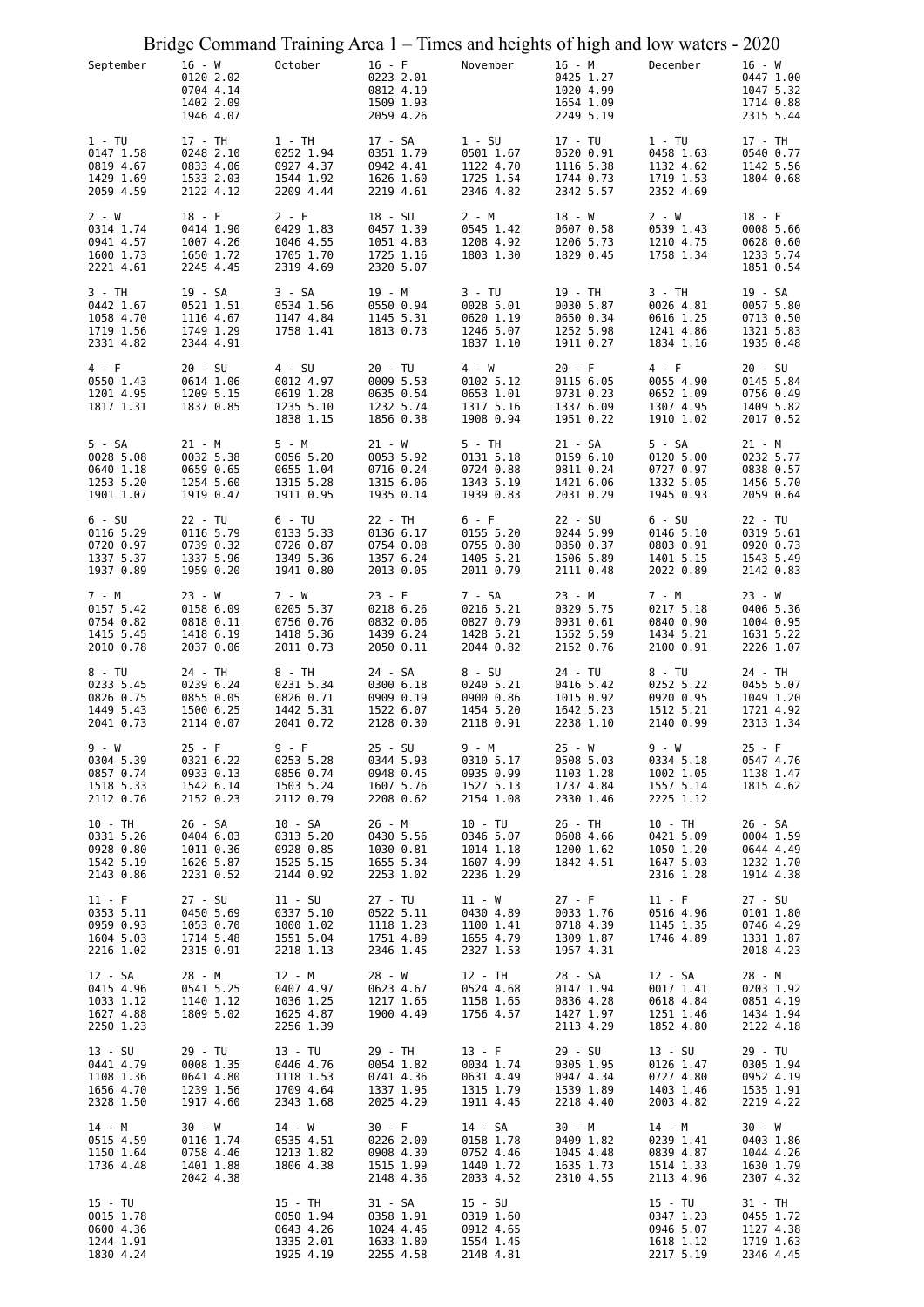# Bridge Command Training Area 1 – Times and heights of high and low waters - 2020

| | | | | | | | |
|---|---|---|---|---|---|---|---|
| September | 16 - W<br>0120 2.02<br>0704 4.14<br>1402 2.09<br>1946 4.07 | October | 16 - F<br>0223 2.01<br>0812 4.19<br>1509 1.93<br>2059 4.26 | November | 16 - M<br>0425 1.27<br>1020 4.99<br>1654 1.09<br>2249 5.19 | December | 16 - W<br>0447 1.00<br>1047 5.32<br>1714 0.88<br>2315 5.44 |
| 1 - TU<br>0147 1.58<br>0819 4.67<br>1429 1.69<br>2059 4.59 | 17 - TH<br>0248 2.10<br>0833 4.06<br>1533 2.03<br>2122 4.12 | 1 - TH<br>0252 1.94<br>0927 4.37<br>1544 1.92<br>2209 4.44 | 17 - SA<br>0351 1.79<br>0942 4.41<br>1626 1.60<br>2219 4.61 | 1 - SU<br>0501 1.67<br>1122 4.70<br>1725 1.54<br>2346 4.82 | 17 - TU<br>0520 0.91<br>1116 5.38<br>1744 0.73<br>2342 5.57 | 1 - TU<br>0458 1.63<br>1132 4.62<br>1719 1.53<br>2352 4.69 | 17 - TH<br>0540 0.77<br>1142 5.56<br>1804 0.68 |
| 2 - W<br>0314 1.74<br>0941 4.57<br>1600 1.73<br>2221 4.61 | 18 - F<br>0414 1.90<br>1007 4.26<br>1650 1.72<br>2245 4.45 | 2 - F<br>0429 1.83<br>1046 4.55<br>1705 1.70<br>2319 4.69 | 18 - SU<br>0457 1.39<br>1051 4.83<br>1725 1.16<br>2320 5.07 | 2 - M<br>0545 1.42<br>1208 4.92<br>1803 1.30 | 18 - W<br>0607 0.58<br>1206 5.73<br>1829 0.45 | 2 - W<br>0539 1.43<br>1210 4.75<br>1758 1.34 | 18 - F<br>0008 5.66<br>0628 0.60<br>1233 5.74<br>1851 0.54 |
| 3 - TH<br>0442 1.67<br>1058 4.70<br>1719 1.56<br>2331 4.82 | 19 - SA<br>0521 1.51<br>1116 4.67<br>1749 1.29<br>2344 4.91 | 3 - SA<br>0534 1.56<br>1147 4.84<br>1758 1.41 | 19 - M<br>0550 0.94<br>1145 5.31<br>1813 0.73 | 3 - TU<br>0028 5.01<br>0620 1.19<br>1246 5.07<br>1837 1.10 | 19 - TH<br>0030 5.87<br>0650 0.34<br>1252 5.98<br>1911 0.27 | 3 - TH<br>0026 4.81<br>0616 1.25<br>1241 4.86<br>1834 1.16 | 19 - SA<br>0057 5.80<br>0713 0.50<br>1321 5.83<br>1935 0.48 |
| 4 - F<br>0550 1.43<br>1201 4.95<br>1817 1.31 | 20 - SU<br>0614 1.06<br>1209 5.15<br>1837 0.85 | 4 - SU<br>0012 4.97<br>0619 1.28<br>1235 5.10<br>1838 1.15 | 20 - TU<br>0009 5.53<br>0635 0.54<br>1232 5.74<br>1856 0.38 | 4 - W<br>0102 5.12<br>0653 1.01<br>1317 5.16<br>1908 0.94 | 20 - F<br>0115 6.05<br>0731 0.23<br>1337 6.09<br>1951 0.22 | 4 - F<br>0055 4.90<br>0652 1.09<br>1307 4.95<br>1910 1.02 | 20 - SU<br>0145 5.84<br>0756 0.49<br>1409 5.82<br>2017 0.52 |
| 5 - SA<br>0028 5.08<br>0640 1.18<br>1253 5.20<br>1901 1.07 | 21 - M<br>0032 5.38<br>0659 0.65<br>1254 5.60<br>1919 0.47 | 5 - M<br>0056 5.20<br>0655 1.04<br>1315 5.28<br>1911 0.95 | 21 - W<br>0053 5.92<br>0716 0.24<br>1315 6.06<br>1935 0.14 | 5 - TH<br>0131 5.18<br>0724 0.88<br>1343 5.19<br>1939 0.83 | 21 - SA<br>0159 6.10<br>0811 0.24<br>1421 6.06<br>2031 0.29 | 5 - SA<br>0120 5.00<br>0727 0.97<br>1332 5.05<br>1945 0.93 | 21 - M<br>0232 5.77<br>0838 0.57<br>1456 5.70<br>2059 0.64 |
| 6 - SU<br>0116 5.29<br>0720 0.97<br>1337 5.37<br>1937 0.89 | 22 - TU<br>0116 5.79<br>0739 0.32<br>1337 5.96<br>1959 0.20 | 6 - TU<br>0133 5.33<br>0726 0.87<br>1349 5.36<br>1941 0.80 | 22 - TH<br>0136 6.17<br>0754 0.08<br>1357 6.24<br>2013 0.05 | 6 - F<br>0155 5.20<br>0755 0.80<br>1405 5.21<br>2011 0.79 | 22 - SU<br>0244 5.99<br>0850 0.37<br>1506 5.89<br>2111 0.48 | 6 - SU<br>0146 5.10<br>0803 0.91<br>1401 5.15<br>2022 0.89 | 22 - TU<br>0319 5.61<br>0920 0.73<br>1543 5.49<br>2142 0.83 |
| 7 - M<br>0157 5.42<br>0754 0.82<br>1415 5.45<br>2010 0.78 | 23 - W<br>0158 6.09<br>0818 0.11<br>1418 6.19<br>2037 0.06 | 7 - W<br>0205 5.37<br>0756 0.76<br>1418 5.36<br>2011 0.73 | 23 - F<br>0218 6.26<br>0832 0.06<br>1439 6.24<br>2050 0.11 | 7 - SA<br>0216 5.21<br>0827 0.79<br>1428 5.21<br>2044 0.82 | 23 - M<br>0329 5.75<br>0931 0.61<br>1552 5.59<br>2152 0.76 | 7 - M<br>0217 5.18<br>0840 0.90<br>1434 5.21<br>2100 0.91 | 23 - W<br>0406 5.36<br>1004 0.95<br>1631 5.22<br>2226 1.07 |
| 8 - TU<br>0233 5.45<br>0826 0.75<br>1449 5.43<br>2041 0.73 | 24 - TH<br>0239 6.24<br>0855 0.05<br>1500 6.25<br>2114 0.07 | 8 - TH<br>0231 5.34<br>0826 0.71<br>1442 5.31<br>2041 0.72 | 24 - SA<br>0300 6.18<br>0909 0.19<br>1522 6.07<br>2128 0.30 | 8 - SU<br>0240 5.21<br>0900 0.86<br>1454 5.20<br>2118 0.91 | 24 - TU<br>0416 5.42<br>1015 0.92<br>1642 5.23<br>2238 1.10 | 8 - TU<br>0252 5.22<br>0920 0.95<br>1512 5.21<br>2140 0.99 | 24 - TH<br>0455 5.07<br>1049 1.20<br>1721 4.92<br>2313 1.34 |
| 9 - W<br>0304 5.39<br>0857 0.74<br>1518 5.33<br>2112 0.76 | 25 - F<br>0321 6.22<br>0933 0.13<br>1542 6.14<br>2152 0.23 | 9 - F<br>0253 5.28<br>0856 0.74<br>1503 5.24<br>2112 0.79 | 25 - SU<br>0344 5.93<br>0948 0.45<br>1607 5.76<br>2208 0.62 | 9 - M<br>0310 5.17<br>0935 0.99<br>1527 5.13<br>2154 1.08 | 25 - W<br>0508 5.03<br>1103 1.28<br>1737 4.84<br>2330 1.46 | 9 - W<br>0334 5.18<br>1002 1.05<br>1557 5.14<br>2225 1.12 | 25 - F<br>0547 4.76<br>1138 1.47<br>1815 4.62 |
| 10 - TH<br>0331 5.26<br>0928 0.80<br>1542 5.19<br>2143 0.86 | 26 - SA<br>0404 6.03<br>1011 0.36<br>1626 5.87<br>2231 0.52 | 10 - SA<br>0313 5.20<br>0928 0.85<br>1525 5.15<br>2144 0.92 | 26 - M<br>0430 5.56<br>1030 0.81<br>1655 5.34<br>2253 1.02 | 10 - TU<br>0346 5.07<br>1014 1.18<br>1607 4.99<br>2236 1.29 | 26 - TH<br>0608 4.66<br>1200 1.62<br>1842 4.51 | 10 - TH<br>0421 5.09<br>1050 1.20<br>1647 5.03<br>2316 1.28 | 26 - SA<br>0004 1.59<br>0644 4.49<br>1232 1.70<br>1914 4.38 |
| 11 - F<br>0353 5.11<br>0959 0.93<br>1604 5.03<br>2216 1.02 | 27 - SU<br>0450 5.69<br>1053 0.70<br>1714 5.48<br>2315 0.91 | 11 - SU<br>0337 5.10<br>1000 1.02<br>1551 5.04<br>2218 1.13 | 27 - TU<br>0522 5.11<br>1118 1.23<br>1751 4.89<br>2346 1.45 | 11 - W<br>0430 4.89<br>1100 1.41<br>1655 4.79<br>2327 1.53 | 27 - F<br>0033 1.76<br>0718 4.39<br>1309 1.87<br>1957 4.31 | 11 - F<br>0516 4.96<br>1145 1.35<br>1746 4.89 | 27 - SU<br>0101 1.80<br>0746 4.29<br>1331 1.87<br>2018 4.23 |
| 12 - SA<br>0415 4.96<br>1033 1.12<br>1627 4.88<br>2250 1.23 | 28 - M<br>0541 5.25<br>1140 1.12<br>1809 5.02 | 12 - M<br>0407 4.97<br>1036 1.25<br>1625 4.87<br>2256 1.39 | 28 - W<br>0623 4.67<br>1217 1.65<br>1900 4.49 | 12 - TH<br>0524 4.68<br>1158 1.65<br>1756 4.57 | 28 - SA<br>0147 1.94<br>0836 4.28<br>1427 1.97<br>2113 4.29 | 12 - SA<br>0017 1.41<br>0618 4.84<br>1251 1.46<br>1852 4.80 | 28 - M<br>0203 1.92<br>0851 4.19<br>1434 1.94<br>2122 4.18 |
| 13 - SU<br>0441 4.79<br>1108 1.36<br>1656 4.70<br>2328 1.50 | 29 - TU<br>0008 1.35<br>0641 4.80<br>1239 1.56<br>1917 4.60 | 13 - TU<br>0446 4.76<br>1118 1.53<br>1709 4.64<br>2343 1.68 | 29 - TH<br>0054 1.82<br>0741 4.36<br>1337 1.95<br>2025 4.29 | 13 - F<br>0034 1.74<br>0631 4.49<br>1315 1.79<br>1911 4.45 | 29 - SU<br>0305 1.95<br>0947 4.34<br>1539 1.89<br>2218 4.40 | 13 - SU<br>0126 1.47<br>0727 4.80<br>1403 1.46<br>2003 4.82 | 29 - TU<br>0305 1.94<br>0952 4.19<br>1535 1.91<br>2219 4.22 |
| 14 - M<br>0515 4.59<br>1150 1.64<br>1736 4.48 | 30 - W<br>0116 1.74<br>0758 4.46<br>1401 1.88<br>2042 4.38 | 14 - W<br>0535 4.51<br>1213 1.82<br>1806 4.38 | 30 - F<br>0226 2.00<br>0908 4.30<br>1515 1.99<br>2148 4.36 | 14 - SA<br>0158 1.78<br>0752 4.46<br>1440 1.72<br>2033 4.52 | 30 - M<br>0409 1.82<br>1045 4.48<br>1635 1.73<br>2310 4.55 | 14 - M<br>0239 1.41<br>0839 4.87<br>1514 1.33<br>2113 4.96 | 30 - W<br>0403 1.86<br>1044 4.26<br>1630 1.79<br>2307 4.32 |
| 15 - TU<br>0015 1.78<br>0600 4.36<br>1244 1.91<br>1830 4.24 | | 15 - TH<br>0050 1.94<br>0643 4.26<br>1335 2.01<br>1925 4.19 | 31 - SA<br>0358 1.91<br>1024 4.46<br>1633 1.80<br>2255 4.58 | 15 - SU<br>0319 1.60<br>0912 4.65<br>1554 1.45<br>2148 4.81 | | 15 - TU<br>0347 1.23<br>0946 5.07<br>1618 1.12<br>2217 5.19 | 31 - TH<br>0455 1.72<br>1127 4.38<br>1719 1.63<br>2346 4.45 |